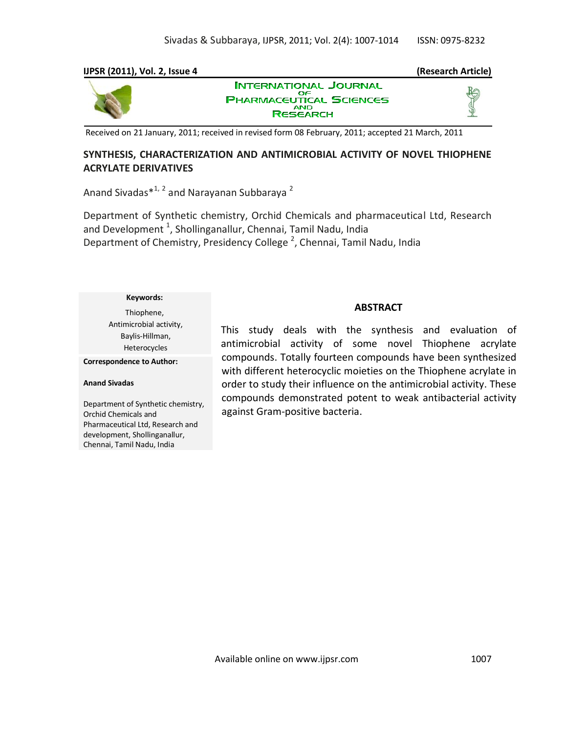**IJPSR (2011), Vol. 2, Issue 4 (Research Article)**

**INTERNATIONAL JOURNAL OF PHARMACEUTICAL SCIENCES AND RESEARCH**

Received on 21 January, 2011; received in revised form 08 February, 2011; accepted 21 March, 2011

# SYNTHESIS, CHARACTERIZATION AND ANTIMICROBIAL ACTIVITY OF NOVEL THIOPHENE ACRYLATE DERIVATIVES

Anand Sivadas*[1, 2] and Narayanan Subbaraya[2]

Department of Synthetic chemistry, Orchid Chemicals and pharmaceutical Ltd, Research and Development[1], Shollinganallur, Chennai, Tamil Nadu, India
Department of Chemistry, Presidency College[2], Chennai, Tamil Nadu, India

**Keywords:**

Thiophene,
Antimicrobial activity,
Baylis-Hillman,
Heterocycles

**Correspondence to Author:**

**Anand Sivadas**

Department of Synthetic chemistry, Orchid Chemicals and Pharmaceutical Ltd, Research and development, Shollinganallur, Chennai, Tamil Nadu, India

## ABSTRACT

This study deals with the synthesis and evaluation of antimicrobial activity of some novel Thiophene acrylate compounds. Totally fourteen compounds have been synthesized with different heterocyclic moieties on the Thiophene acrylate in order to study their influence on the antimicrobial activity. These compounds demonstrated potent to weak antibacterial activity against Gram-positive bacteria.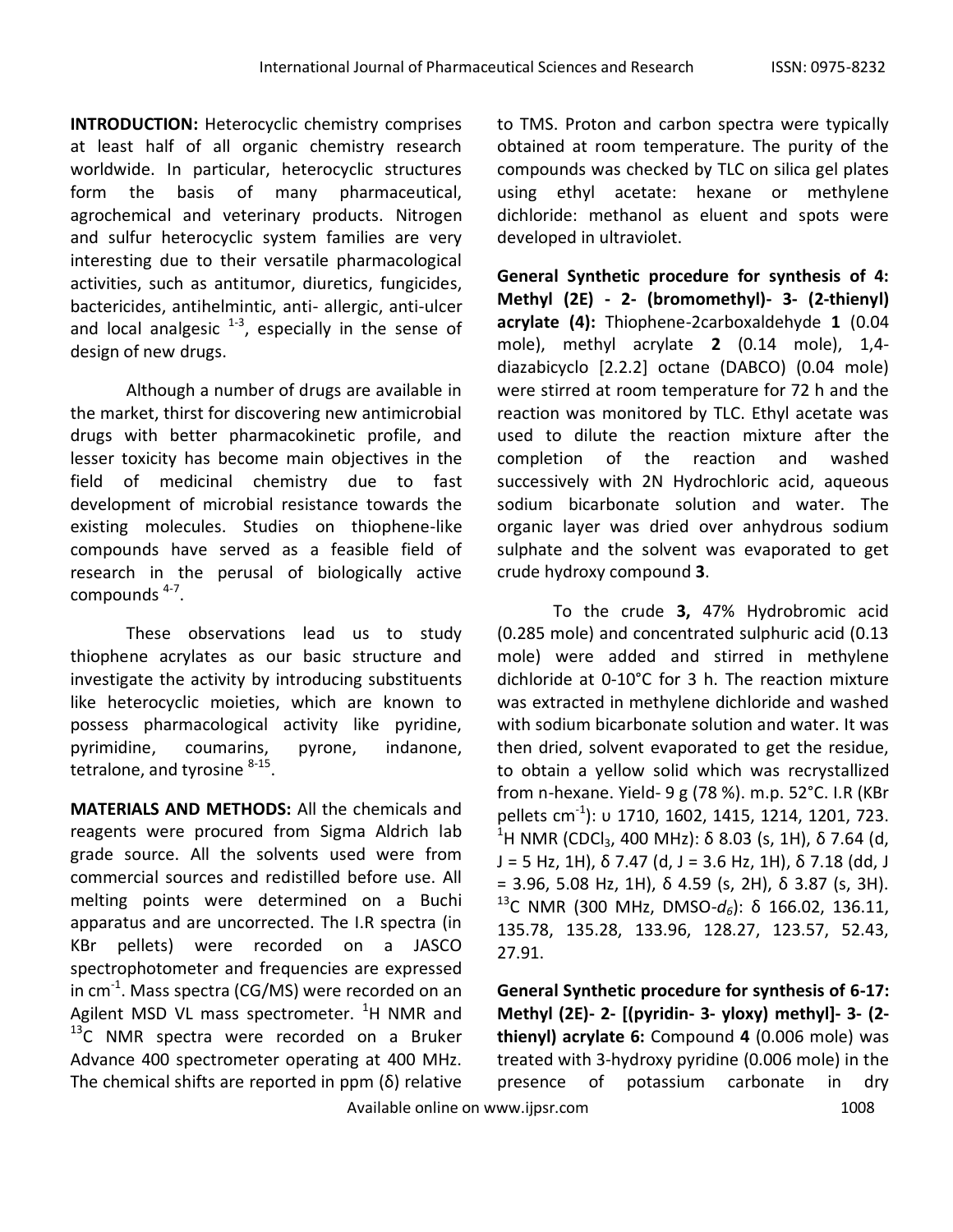**INTRODUCTION:** Heterocyclic chemistry comprises at least half of all organic chemistry research worldwide. In particular, heterocyclic structures form the basis of many pharmaceutical, agrochemical and veterinary products. Nitrogen and sulfur heterocyclic system families are very interesting due to their versatile pharmacological activities, such as antitumor, diuretics, fungicides, bactericides, antihelmintic, anti- allergic, anti-ulcer and local analgesic [1-3], especially in the sense of design of new drugs.

Although a number of drugs are available in the market, thirst for discovering new antimicrobial drugs with better pharmacokinetic profile, and lesser toxicity has become main objectives in the field of medicinal chemistry due to fast development of microbial resistance towards the existing molecules. Studies on thiophene-like compounds have served as a feasible field of research in the perusal of biologically active compounds [4-7].

These observations lead us to study thiophene acrylates as our basic structure and investigate the activity by introducing substituents like heterocyclic moieties, which are known to possess pharmacological activity like pyridine, pyrimidine, coumarins, pyrone, indanone, tetralone, and tyrosine [8-15].

**MATERIALS AND METHODS:** All the chemicals and reagents were procured from Sigma Aldrich lab grade source. All the solvents used were from commercial sources and redistilled before use. All melting points were determined on a Buchi apparatus and are uncorrected. The I.R spectra (in KBr pellets) were recorded on a JASCO spectrophotometer and frequencies are expressed in $cm^{-1}$. Mass spectra (CG/MS) were recorded on an Agilent MSD VL mass spectrometer. $^{1}H$ NMR and $^{13}C$ NMR spectra were recorded on a Bruker Advance 400 spectrometer operating at 400 MHz. The chemical shifts are reported in ppm (δ) relative to TMS. Proton and carbon spectra were typically obtained at room temperature. The purity of the compounds was checked by TLC on silica gel plates using ethyl acetate: hexane or methylene dichloride: methanol as eluent and spots were developed in ultraviolet.

**General Synthetic procedure for synthesis of 4: Methyl (2E) - 2- (bromomethyl)- 3- (2-thienyl) acrylate (4):** Thiophene-2carboxaldehyde **1** (0.04 mole), methyl acrylate **2** (0.14 mole), 1,4-diazabicyclo [2.2.2] octane (DABCO) (0.04 mole) were stirred at room temperature for 72 h and the reaction was monitored by TLC. Ethyl acetate was used to dilute the reaction mixture after the completion of the reaction and washed successively with 2N Hydrochloric acid, aqueous sodium bicarbonate solution and water. The organic layer was dried over anhydrous sodium sulphate and the solvent was evaporated to get crude hydroxy compound **3**.

To the crude **3,** 47% Hydrobromic acid (0.285 mole) and concentrated sulphuric acid (0.13 mole) were added and stirred in methylene dichloride at 0-10°C for 3 h. The reaction mixture was extracted in methylene dichloride and washed with sodium bicarbonate solution and water. It was then dried, solvent evaporated to get the residue, to obtain a yellow solid which was recrystallized from n-hexane. Yield- 9 g (78 %). m.p. 52°C. I.R (KBr pellets $cm^{-1}$): υ 1710, 1602, 1415, 1214, 1201, 723. $^{1}H$ NMR ($CDCl_3$, 400 MHz): δ 8.03 (s, 1H), δ 7.64 (d, J = 5 Hz, 1H), δ 7.47 (d, J = 3.6 Hz, 1H), δ 7.18 (dd, J = 3.96, 5.08 Hz, 1H), δ 4.59 (s, 2H), δ 3.87 (s, 3H). $^{13}C$ NMR (300 MHz, DMSO-$d_6$): δ 166.02, 136.11, 135.78, 135.28, 133.96, 128.27, 123.57, 52.43, 27.91.

**General Synthetic procedure for synthesis of 6-17: Methyl (2E)- 2- [(pyridin- 3- yloxy) methyl]- 3- (2-thienyl) acrylate 6:** Compound **4** (0.006 mole) was treated with 3-hydroxy pyridine (0.006 mole) in the presence of potassium carbonate in dry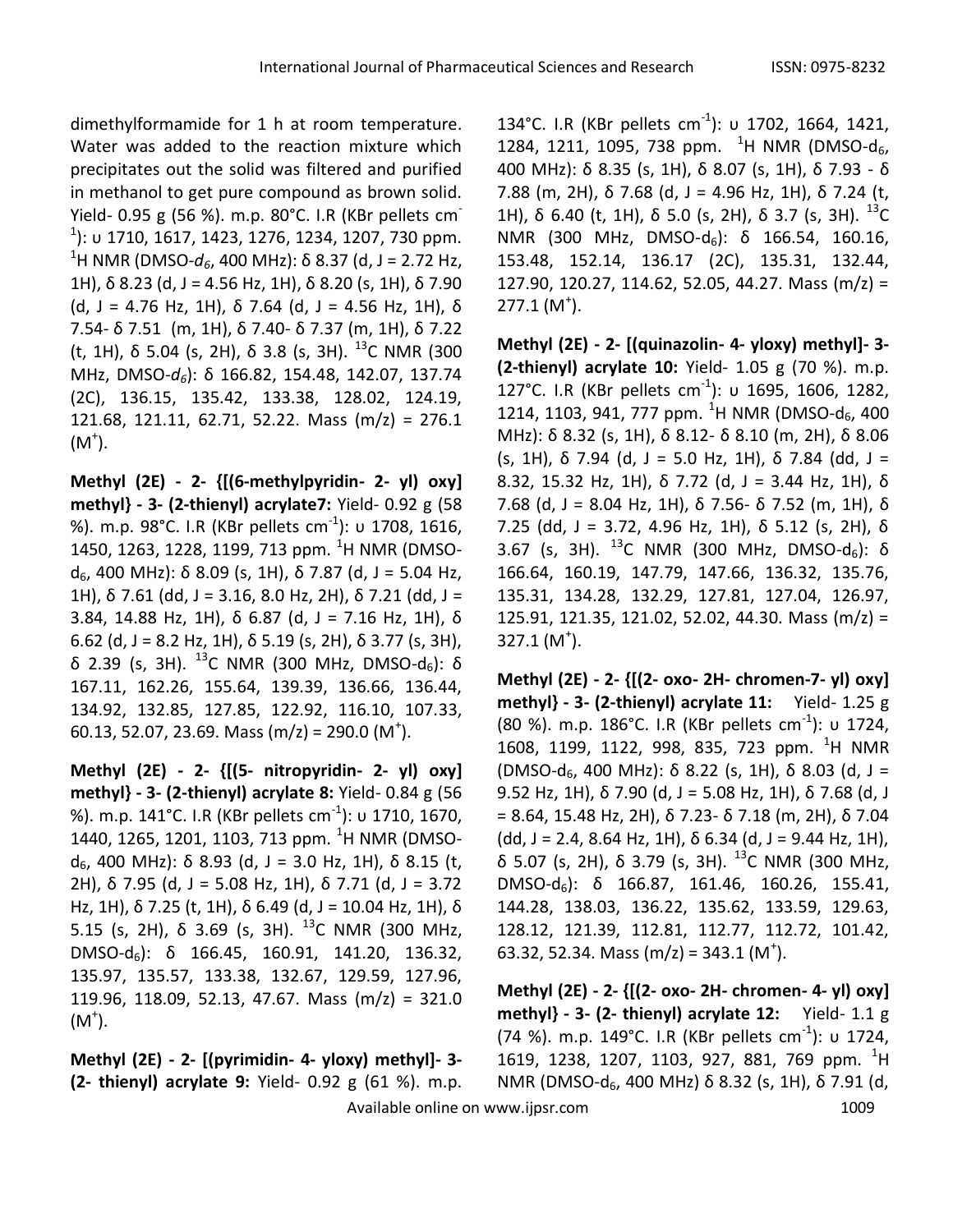dimethylformamide for 1 h at room temperature. Water was added to the reaction mixture which precipitates out the solid was filtered and purified in methanol to get pure compound as brown solid. Yield- 0.95 g (56 %). m.p. 80°C. I.R (KBr pellets $cm^{-1}$): υ 1710, 1617, 1423, 1276, 1234, 1207, 730 ppm. $^{1}H$ NMR (DMSO-$d_6$, 400 MHz): δ 8.37 (d, J = 2.72 Hz, 1H), δ 8.23 (d, J = 4.56 Hz, 1H), δ 8.20 (s, 1H), δ 7.90 (d, J = 4.76 Hz, 1H), δ 7.64 (d, J = 4.56 Hz, 1H), δ 7.54- δ 7.51 (m, 1H), δ 7.40- δ 7.37 (m, 1H), δ 7.22 (t, 1H), δ 5.04 (s, 2H), δ 3.8 (s, 3H). $^{13}C$ NMR (300 MHz, DMSO-$d_6$): δ 166.82, 154.48, 142.07, 137.74 (2C), 136.15, 135.42, 133.38, 128.02, 124.19, 121.68, 121.11, 62.71, 52.22. Mass (m/z) = 276.1 ($M^+$).

**Methyl (2E) - 2- {[(6-methylpyridin- 2- yl) oxy] methyl} - 3- (2-thienyl) acrylate7:** Yield- 0.92 g (58 %). m.p. 98°C. I.R (KBr pellets $cm^{-1}$): υ 1708, 1616, 1450, 1263, 1228, 1199, 713 ppm. $^{1}H$ NMR (DMSO-$d_6$, 400 MHz): δ 8.09 (s, 1H), δ 7.87 (d, J = 5.04 Hz, 1H), δ 7.61 (dd, J = 3.16, 8.0 Hz, 2H), δ 7.21 (dd, J = 3.84, 14.88 Hz, 1H), δ 6.87 (d, J = 7.16 Hz, 1H), δ 6.62 (d, J = 8.2 Hz, 1H), δ 5.19 (s, 2H), δ 3.77 (s, 3H), δ 2.39 (s, 3H). $^{13}C$ NMR (300 MHz, DMSO-$d_6$): δ 167.11, 162.26, 155.64, 139.39, 136.66, 136.44, 134.92, 132.85, 127.85, 122.92, 116.10, 107.33, 60.13, 52.07, 23.69. Mass (m/z) = 290.0 ($M^+$).

**Methyl (2E) - 2- {[(5- nitropyridin- 2- yl) oxy] methyl} - 3- (2-thienyl) acrylate 8:** Yield- 0.84 g (56 %). m.p. 141°C. I.R (KBr pellets $cm^{-1}$): υ 1710, 1670, 1440, 1265, 1201, 1103, 713 ppm. $^{1}H$ NMR (DMSO-$d_6$, 400 MHz): δ 8.93 (d, J = 3.0 Hz, 1H), δ 8.15 (t, 2H), δ 7.95 (d, J = 5.08 Hz, 1H), δ 7.71 (d, J = 3.72 Hz, 1H), δ 7.25 (t, 1H), δ 6.49 (d, J = 10.04 Hz, 1H), δ 5.15 (s, 2H), δ 3.69 (s, 3H). $^{13}C$ NMR (300 MHz, DMSO-$d_6$): δ 166.45, 160.91, 141.20, 136.32, 135.97, 135.57, 133.38, 132.67, 129.59, 127.96, 119.96, 118.09, 52.13, 47.67. Mass (m/z) = 321.0 ($M^+$).

**Methyl (2E) - 2- [(pyrimidin- 4- yloxy) methyl]- 3- (2- thienyl) acrylate 9:** Yield- 0.92 g (61 %). m.p. 134°C. I.R (KBr pellets $cm^{-1}$): υ 1702, 1664, 1421, 1284, 1211, 1095, 738 ppm. $^{1}H$ NMR (DMSO-$d_6$, 400 MHz): δ 8.35 (s, 1H), δ 8.07 (s, 1H), δ 7.93 - δ 7.88 (m, 2H), δ 7.68 (d, J = 4.96 Hz, 1H), δ 7.24 (t, 1H), δ 6.40 (t, 1H), δ 5.0 (s, 2H), δ 3.7 (s, 3H). $^{13}C$ NMR (300 MHz, DMSO-$d_6$): δ 166.54, 160.16, 153.48, 152.14, 136.17 (2C), 135.31, 132.44, 127.90, 120.27, 114.62, 52.05, 44.27. Mass (m/z) = 277.1 ($M^+$).

**Methyl (2E) - 2- [(quinazolin- 4- yloxy) methyl]- 3- (2-thienyl) acrylate 10:** Yield- 1.05 g (70 %). m.p. 127°C. I.R (KBr pellets $cm^{-1}$): υ 1695, 1606, 1282, 1214, 1103, 941, 777 ppm. $^{1}H$ NMR (DMSO-$d_6$, 400 MHz): δ 8.32 (s, 1H), δ 8.12- δ 8.10 (m, 2H), δ 8.06 (s, 1H), δ 7.94 (d, J = 5.0 Hz, 1H), δ 7.84 (dd, J = 8.32, 15.32 Hz, 1H), δ 7.72 (d, J = 3.44 Hz, 1H), δ 7.68 (d, J = 8.04 Hz, 1H), δ 7.56- δ 7.52 (m, 1H), δ 7.25 (dd, J = 3.72, 4.96 Hz, 1H), δ 5.12 (s, 2H), δ 3.67 (s, 3H). $^{13}C$ NMR (300 MHz, DMSO-$d_6$): δ 166.64, 160.19, 147.79, 147.66, 136.32, 135.76, 135.31, 134.28, 132.29, 127.81, 127.04, 126.97, 125.91, 121.35, 121.02, 52.02, 44.30. Mass (m/z) = 327.1 ($M^+$).

**Methyl (2E) - 2- {[(2- oxo- 2H- chromen-7- yl) oxy] methyl} - 3- (2-thienyl) acrylate 11:** Yield- 1.25 g (80 %). m.p. 186°C. I.R (KBr pellets $cm^{-1}$): υ 1724, 1608, 1199, 1122, 998, 835, 723 ppm. $^{1}H$ NMR (DMSO-$d_6$, 400 MHz): δ 8.22 (s, 1H), δ 8.03 (d, J = 9.52 Hz, 1H), δ 7.90 (d, J = 5.08 Hz, 1H), δ 7.68 (d, J = 8.64, 15.48 Hz, 2H), δ 7.23- δ 7.18 (m, 2H), δ 7.04 (dd, J = 2.4, 8.64 Hz, 1H), δ 6.34 (d, J = 9.44 Hz, 1H), δ 5.07 (s, 2H), δ 3.79 (s, 3H). $^{13}C$ NMR (300 MHz, DMSO-$d_6$): δ 166.87, 161.46, 160.26, 155.41, 144.28, 138.03, 136.22, 135.62, 133.59, 129.63, 128.12, 121.39, 112.81, 112.77, 112.72, 101.42, 63.32, 52.34. Mass (m/z) = 343.1 ($M^+$).

**Methyl (2E) - 2- {[(2- oxo- 2H- chromen- 4- yl) oxy] methyl} - 3- (2- thienyl) acrylate 12:** Yield- 1.1 g (74 %). m.p. 149°C. I.R (KBr pellets $cm^{-1}$): υ 1724, 1619, 1238, 1207, 1103, 927, 881, 769 ppm. $^{1}H$ NMR (DMSO-$d_6$, 400 MHz) δ 8.32 (s, 1H), δ 7.91 (d,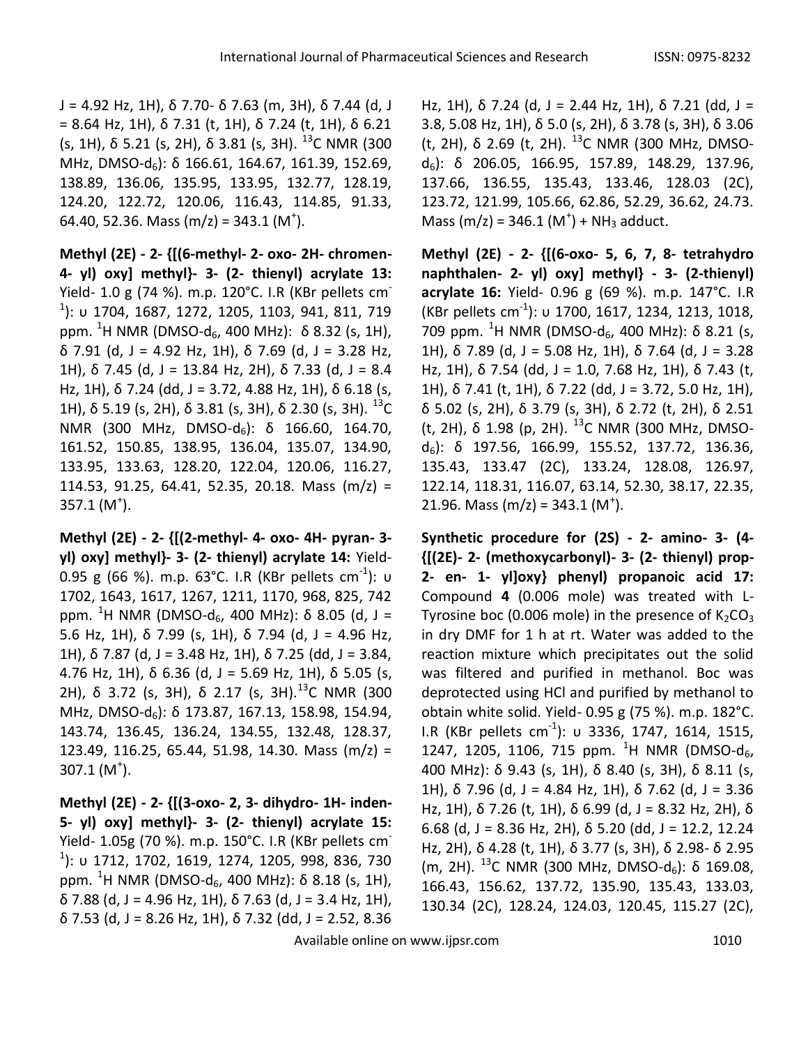J = 4.92 Hz, 1H), δ 7.70- δ 7.63 (m, 3H), δ 7.44 (d, J = 8.64 Hz, 1H), δ 7.31 (t, 1H), δ 7.24 (t, 1H), δ 6.21 (s, 1H), δ 5.21 (s, 2H), δ 3.81 (s, 3H). $^{13}$C NMR (300 MHz, DMSO-$d_6$): δ 166.61, 164.67, 161.39, 152.69, 138.89, 136.06, 135.95, 133.95, 132.77, 128.19, 124.20, 122.72, 120.06, 116.43, 114.85, 91.33, 64.40, 52.36. Mass (m/z) = 343.1 ($M^+$).

**Methyl (2E) - 2- {[(6-methyl- 2- oxo- 2H- chromen- 4- yl) oxy] methyl}- 3- (2- thienyl) acrylate 13:** Yield- 1.0 g (74 %). m.p. 120°C. I.R (KBr pellets cm$^{-1}$): υ 1704, 1687, 1272, 1205, 1103, 941, 811, 719 ppm. $^1$H NMR (DMSO-$d_6$, 400 MHz): δ 8.32 (s, 1H), δ 7.91 (d, J = 4.92 Hz, 1H), δ 7.69 (d, J = 3.28 Hz, 1H), δ 7.45 (d, J = 13.84 Hz, 2H), δ 7.33 (d, J = 8.4 Hz, 1H), δ 7.24 (dd, J = 3.72, 4.88 Hz, 1H), δ 6.18 (s, 1H), δ 5.19 (s, 2H), δ 3.81 (s, 3H), δ 2.30 (s, 3H). $^{13}$C NMR (300 MHz, DMSO-$d_6$): δ 166.60, 164.70, 161.52, 150.85, 138.95, 136.04, 135.07, 134.90, 133.95, 133.63, 128.20, 122.04, 120.06, 116.27, 114.53, 91.25, 64.41, 52.35, 20.18. Mass (m/z) = 357.1 ($M^+$).

**Methyl (2E) - 2- {[(2-methyl- 4- oxo- 4H- pyran- 3- yl) oxy] methyl}- 3- (2- thienyl) acrylate 14:** Yield- 0.95 g (66 %). m.p. 63°C. I.R (KBr pellets cm$^{-1}$): υ 1702, 1643, 1617, 1267, 1211, 1170, 968, 825, 742 ppm. $^1$H NMR (DMSO-$d_6$, 400 MHz): δ 8.05 (d, J = 5.6 Hz, 1H), δ 7.99 (s, 1H), δ 7.94 (d, J = 4.96 Hz, 1H), δ 7.87 (d, J = 3.48 Hz, 1H), δ 7.25 (dd, J = 3.84, 4.76 Hz, 1H), δ 6.36 (d, J = 5.69 Hz, 1H), δ 5.05 (s, 2H), δ 3.72 (s, 3H), δ 2.17 (s, 3H). $^{13}$C NMR (300 MHz, DMSO-$d_6$): δ 173.87, 167.13, 158.98, 154.94, 143.74, 136.45, 136.24, 134.55, 132.48, 128.37, 123.49, 116.25, 65.44, 51.98, 14.30. Mass (m/z) = 307.1 ($M^+$).

**Methyl (2E) - 2- {[(3-oxo- 2, 3- dihydro- 1H- inden- 5- yl) oxy] methyl}- 3- (2- thienyl) acrylate 15:** Yield- 1.05g (70 %). m.p. 150°C. I.R (KBr pellets cm$^{-1}$): υ 1712, 1702, 1619, 1274, 1205, 998, 836, 730 ppm. $^1$H NMR (DMSO-$d_6$, 400 MHz): δ 8.18 (s, 1H), δ 7.88 (d, J = 4.96 Hz, 1H), δ 7.63 (d, J = 3.4 Hz, 1H), δ 7.53 (d, J = 8.26 Hz, 1H), δ 7.32 (dd, J = 2.52, 8.36 Hz, 1H), δ 7.24 (d, J = 2.44 Hz, 1H), δ 7.21 (dd, J = 3.8, 5.08 Hz, 1H), δ 5.0 (s, 2H), δ 3.78 (s, 3H), δ 3.06 (t, 2H), δ 2.69 (t, 2H). $^{13}$C NMR (300 MHz, DMSO-$d_6$): δ 206.05, 166.95, 157.89, 148.29, 137.96, 137.66, 136.55, 135.43, 133.46, 128.03 (2C), 123.72, 121.99, 105.66, 62.86, 52.29, 36.62, 24.73. Mass (m/z) = 346.1 ($M^+$) + $NH_3$ adduct.

**Methyl (2E) - 2- {[(6-oxo- 5, 6, 7, 8- tetrahydro naphthalen- 2- yl) oxy] methyl} - 3- (2-thienyl) acrylate 16:** Yield- 0.96 g (69 %). m.p. 147°C. I.R (KBr pellets cm$^{-1}$): υ 1700, 1617, 1234, 1213, 1018, 709 ppm. $^1$H NMR (DMSO-$d_6$, 400 MHz): δ 8.21 (s, 1H), δ 7.89 (d, J = 5.08 Hz, 1H), δ 7.64 (d, J = 3.28 Hz, 1H), δ 7.54 (dd, J = 1.0, 7.68 Hz, 1H), δ 7.43 (t, 1H), δ 7.41 (t, 1H), δ 7.22 (dd, J = 3.72, 5.0 Hz, 1H), δ 5.02 (s, 2H), δ 3.79 (s, 3H), δ 2.72 (t, 2H), δ 2.51 (t, 2H), δ 1.98 (p, 2H). $^{13}$C NMR (300 MHz, DMSO-$d_6$): δ 197.56, 166.99, 155.52, 137.72, 136.36, 135.43, 133.47 (2C), 133.24, 128.08, 126.97, 122.14, 118.31, 116.07, 63.14, 52.30, 38.17, 22.35, 21.96. Mass (m/z) = 343.1 ($M^+$).

**Synthetic procedure for (2S) - 2- amino- 3- (4- {[(2E)- 2- (methoxycarbonyl)- 3- (2- thienyl) prop- 2- en- 1- yl]oxy} phenyl) propanoic acid 17:** Compound **4** (0.006 mole) was treated with L-Tyrosine boc (0.006 mole) in the presence of $K_2CO_3$ in dry DMF for 1 h at rt. Water was added to the reaction mixture which precipitates out the solid was filtered and purified in methanol. Boc was deprotected using HCl and purified by methanol to obtain white solid. Yield- 0.95 g (75 %). m.p. 182°C. I.R (KBr pellets cm$^{-1}$): υ 3336, 1747, 1614, 1515, 1247, 1205, 1106, 715 ppm. $^1$H NMR (DMSO-$d_6$, 400 MHz): δ 9.43 (s, 1H), δ 8.40 (s, 3H), δ 8.11 (s, 1H), δ 7.96 (d, J = 4.84 Hz, 1H), δ 7.62 (d, J = 3.36 Hz, 1H), δ 7.26 (t, 1H), δ 6.99 (d, J = 8.32 Hz, 2H), δ 6.68 (d, J = 8.36 Hz, 2H), δ 5.20 (dd, J = 12.2, 12.24 Hz, 2H), δ 4.28 (t, 1H), δ 3.77 (s, 3H), δ 2.98- δ 2.95 (m, 2H). $^{13}$C NMR (300 MHz, DMSO-$d_6$): δ 169.08, 166.43, 156.62, 137.72, 135.90, 135.43, 133.03, 130.34 (2C), 128.24, 124.03, 120.45, 115.27 (2C),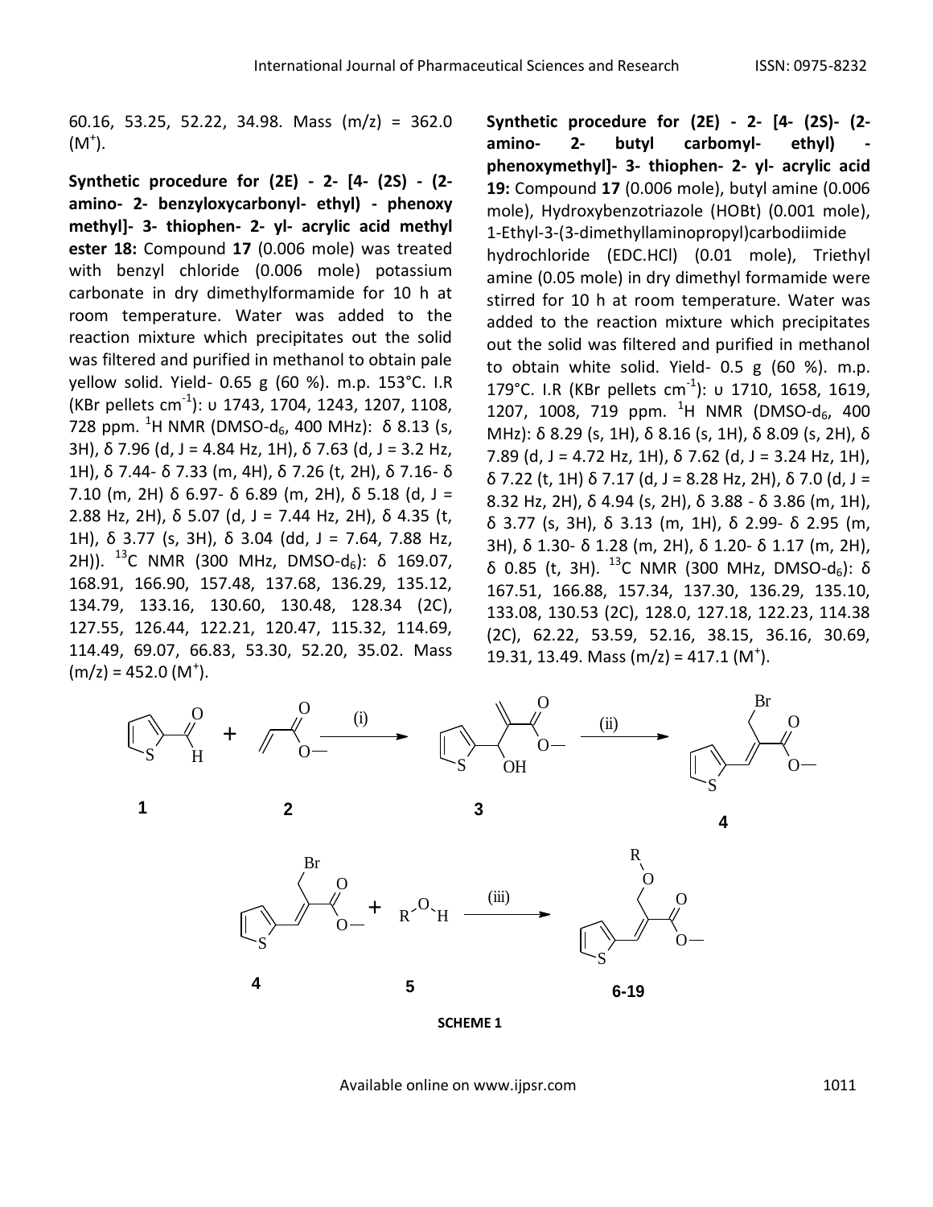60.16, 53.25, 52.22, 34.98. Mass (m/z) = 362.0 ($M^+$).

**Synthetic procedure for (2E) - 2- [4- (2S) - (2- amino- 2- benzyloxycarbonyl- ethyl) - phenoxy methyl]- 3- thiophen- 2- yl- acrylic acid methyl ester 18:** Compound **17** (0.006 mole) was treated with benzyl chloride (0.006 mole) potassium carbonate in dry dimethylformamide for 10 h at room temperature. Water was added to the reaction mixture which precipitates out the solid was filtered and purified in methanol to obtain pale yellow solid. Yield- 0.65 g (60 %). m.p. 153°C. I.R (KBr pellets $cm^{-1}$): υ 1743, 1704, 1243, 1207, 1108, 728 ppm. $^1H$ NMR (DMSO-$d_6$, 400 MHz): δ 8.13 (s, 3H), δ 7.96 (d, J = 4.84 Hz, 1H), δ 7.63 (d, J = 3.2 Hz, 1H), δ 7.44- δ 7.33 (m, 4H), δ 7.26 (t, 2H), δ 7.16- δ 7.10 (m, 2H) δ 6.97- δ 6.89 (m, 2H), δ 5.18 (d, J = 2.88 Hz, 2H), δ 5.07 (d, J = 7.44 Hz, 2H), δ 4.35 (t, 1H), δ 3.77 (s, 3H), δ 3.04 (dd, J = 7.64, 7.88 Hz, 2H)). $^{13}C$ NMR (300 MHz, DMSO-$d_6$): δ 169.07, 168.91, 166.90, 157.48, 137.68, 136.29, 135.12, 134.79, 133.16, 130.60, 130.48, 128.34 (2C), 127.55, 126.44, 122.21, 120.47, 115.32, 114.69, 114.49, 69.07, 66.83, 53.30, 52.20, 35.02. Mass (m/z) = 452.0 ($M^+$).

**Synthetic procedure for (2E) - 2- [4- (2S)- (2- amino- 2- butyl carbomyl- ethyl) - phenoxymethyl]- 3- thiophen- 2- yl- acrylic acid 19:** Compound **17** (0.006 mole), butyl amine (0.006 mole), Hydroxybenzotriazole (HOBt) (0.001 mole), 1-Ethyl-3-(3-dimethyllaminopropyl)carbodiimide hydrochloride (EDC.HCl) (0.01 mole), Triethyl amine (0.05 mole) in dry dimethyl formamide were stirred for 10 h at room temperature. Water was added to the reaction mixture which precipitates out the solid was filtered and purified in methanol to obtain white solid. Yield- 0.5 g (60 %). m.p. 179°C. I.R (KBr pellets $cm^{-1}$): υ 1710, 1658, 1619, 1207, 1008, 719 ppm. $^1H$ NMR (DMSO-$d_6$, 400 MHz): δ 8.29 (s, 1H), δ 8.16 (s, 1H), δ 8.09 (s, 2H), δ 7.89 (d, J = 4.72 Hz, 1H), δ 7.62 (d, J = 3.24 Hz, 1H), δ 7.22 (t, 1H) δ 7.17 (d, J = 8.28 Hz, 2H), δ 7.0 (d, J = 8.32 Hz, 2H), δ 4.94 (s, 2H), δ 3.88 - δ 3.86 (m, 1H), δ 3.77 (s, 3H), δ 3.13 (m, 1H), δ 2.99- δ 2.95 (m, 3H), δ 1.30- δ 1.28 (m, 2H), δ 1.20- δ 1.17 (m, 2H), δ 0.85 (t, 3H). $^{13}C$ NMR (300 MHz, DMSO-$d_6$): δ 167.51, 166.88, 157.34, 137.30, 136.29, 135.10, 133.08, 130.53 (2C), 128.0, 127.18, 122.23, 114.38 (2C), 62.22, 53.59, 52.16, 38.15, 36.16, 30.69, 19.31, 13.49. Mass (m/z) = 417.1 ($M^+$).

**SCHEME 1**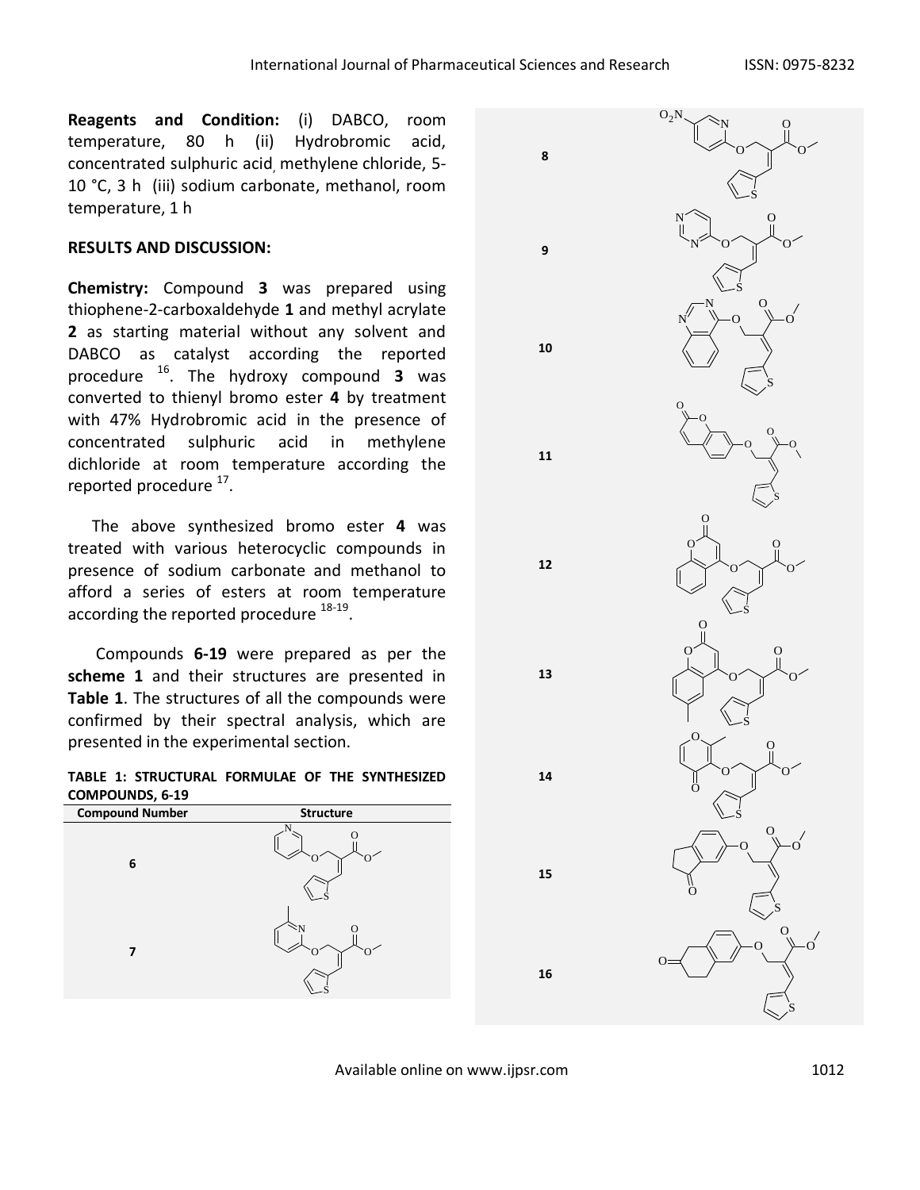**Reagents and Condition:** (i) DABCO, room temperature, 80 h (ii) Hydrobromic acid, concentrated sulphuric acid, methylene chloride, 5-10 °C, 3 h (iii) sodium carbonate, methanol, room temperature, 1 h

## RESULTS AND DISCUSSION:

**Chemistry:** Compound **3** was prepared using thiophene-2-carboxaldehyde **1** and methyl acrylate **2** as starting material without any solvent and DABCO as catalyst according the reported procedure [16]. The hydroxy compound **3** was converted to thienyl bromo ester **4** by treatment with 47% Hydrobromic acid in the presence of concentrated sulphuric acid in methylene dichloride at room temperature according the reported procedure [17].

The above synthesized bromo ester **4** was treated with various heterocyclic compounds in presence of sodium carbonate and methanol to afford a series of esters at room temperature according the reported procedure [18-19].

Compounds **6-19** were prepared as per the **scheme 1** and their structures are presented in **Table 1**. The structures of all the compounds were confirmed by their spectral analysis, which are presented in the experimental section.

**TABLE 1: STRUCTURAL FORMULAE OF THE SYNTHESIZED COMPOUNDS, 6-19**

| Compound Number | Structure |
|---|---|
| 6 | |
| 7 | |
| 8 | |
| 9 | |
| 10 | |
| 11 | |
| 12 | |
| 13 | |
| 14 | |
| 15 | |
| 16 | |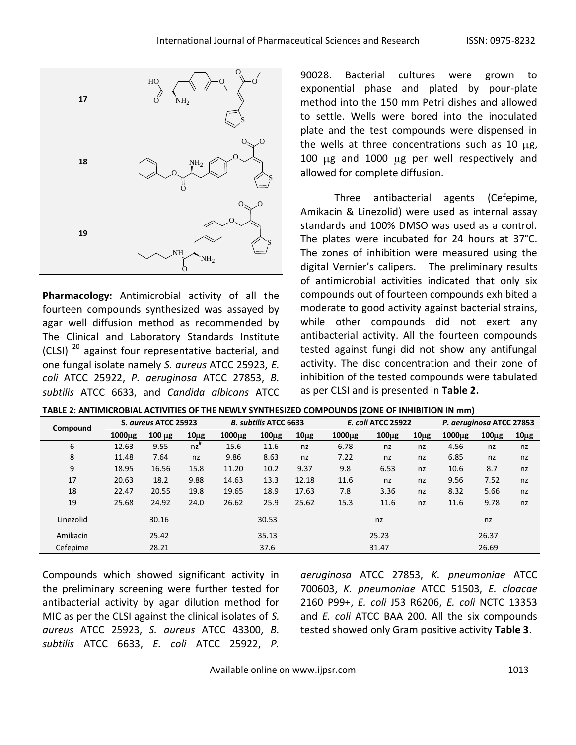**Pharmacology:** Antimicrobial activity of all the fourteen compounds synthesized was assayed by agar well diffusion method as recommended by The Clinical and Laboratory Standards Institute (CLSI) [20] against four representative bacterial, and one fungal isolate namely *S. aureus* ATCC 25923, *E. coli* ATCC 25922, *P. aeruginosa* ATCC 27853, *B. subtilis* ATCC 6633, and *Candida albicans* ATCC 90028. Bacterial cultures were grown to exponential phase and plated by pour-plate method into the 150 mm Petri dishes and allowed to settle. Wells were bored into the inoculated plate and the test compounds were dispensed in the wells at three concentrations such as 10 μg, 100 μg and 1000 μg per well respectively and allowed for complete diffusion.

Three antibacterial agents (Cefepime, Amikacin & Linezolid) were used as internal assay standards and 100% DMSO was used as a control. The plates were incubated for 24 hours at 37°C. The zones of inhibition were measured using the digital Vernier's calipers. The preliminary results of antimicrobial activities indicated that only six compounds out of fourteen compounds exhibited a moderate to good activity against bacterial strains, while other compounds did not exert any antibacterial activity. All the fourteen compounds tested against fungi did not show any antifungal activity. The disc concentration and their zone of inhibition of the tested compounds were tabulated as per CLSI and is presented in **Table 2.**

**TABLE 2: ANTIMICROBIAL ACTIVITIES OF THE NEWLY SYNTHESIZED COMPOUNDS (ZONE OF INHIBITION IN mm)**

| Compound | *S. aureus* ATCC 25923 | | | *B. subtilis* ATCC 6633 | | | *E. coli* ATCC 25922 | | | *P. aeruginosa* ATCC 27853 | | |
|---|---|---|---|---|---|---|---|---|---|---|---|---|
| | 1000μg | 100 μg | 10μg | 1000μg | 100μg | 10μg | 1000μg | 100μg | 10μg | 1000μg | 100μg | 10μg |
| 6 | 12.63 | 9.55 | nz[#] | 15.6 | 11.6 | nz | 6.78 | nz | nz | 4.56 | nz | nz |
| 8 | 11.48 | 7.64 | nz | 9.86 | 8.63 | nz | 7.22 | nz | nz | 6.85 | nz | nz |
| 9 | 18.95 | 16.56 | 15.8 | 11.20 | 10.2 | 9.37 | 9.8 | 6.53 | nz | 10.6 | 8.7 | nz |
| 17 | 20.63 | 18.2 | 9.88 | 14.63 | 13.3 | 12.18 | 11.6 | nz | nz | 9.56 | 7.52 | nz |
| 18 | 22.47 | 20.55 | 19.8 | 19.65 | 18.9 | 17.63 | 7.8 | 3.36 | nz | 8.32 | 5.66 | nz |
| 19 | 25.68 | 24.92 | 24.0 | 26.62 | 25.9 | 25.62 | 15.3 | 11.6 | nz | 11.6 | 9.78 | nz |
| Linezolid | | 30.16 | | | 30.53 | | | nz | | | nz | |
| Amikacin | | 25.42 | | | 35.13 | | | 25.23 | | | 26.37 | |
| Cefepime | | 28.21 | | | 37.6 | | | 31.47 | | | 26.69 | |

Compounds which showed significant activity in the preliminary screening were further tested for antibacterial activity by agar dilution method for MIC as per the CLSI against the clinical isolates of *S. aureus* ATCC 25923, *S. aureus* ATCC 43300, *B. subtilis* ATCC 6633, *E. coli* ATCC 25922, *P. aeruginosa* ATCC 27853, *K. pneumoniae* ATCC 700603, *K. pneumoniae* ATCC 51503, *E. cloacae* 2160 P99+, *E. coli* J53 R6206, *E. coli* NCTC 13353 and *E. coli* ATCC BAA 200. All the six compounds tested showed only Gram positive activity **Table 3**.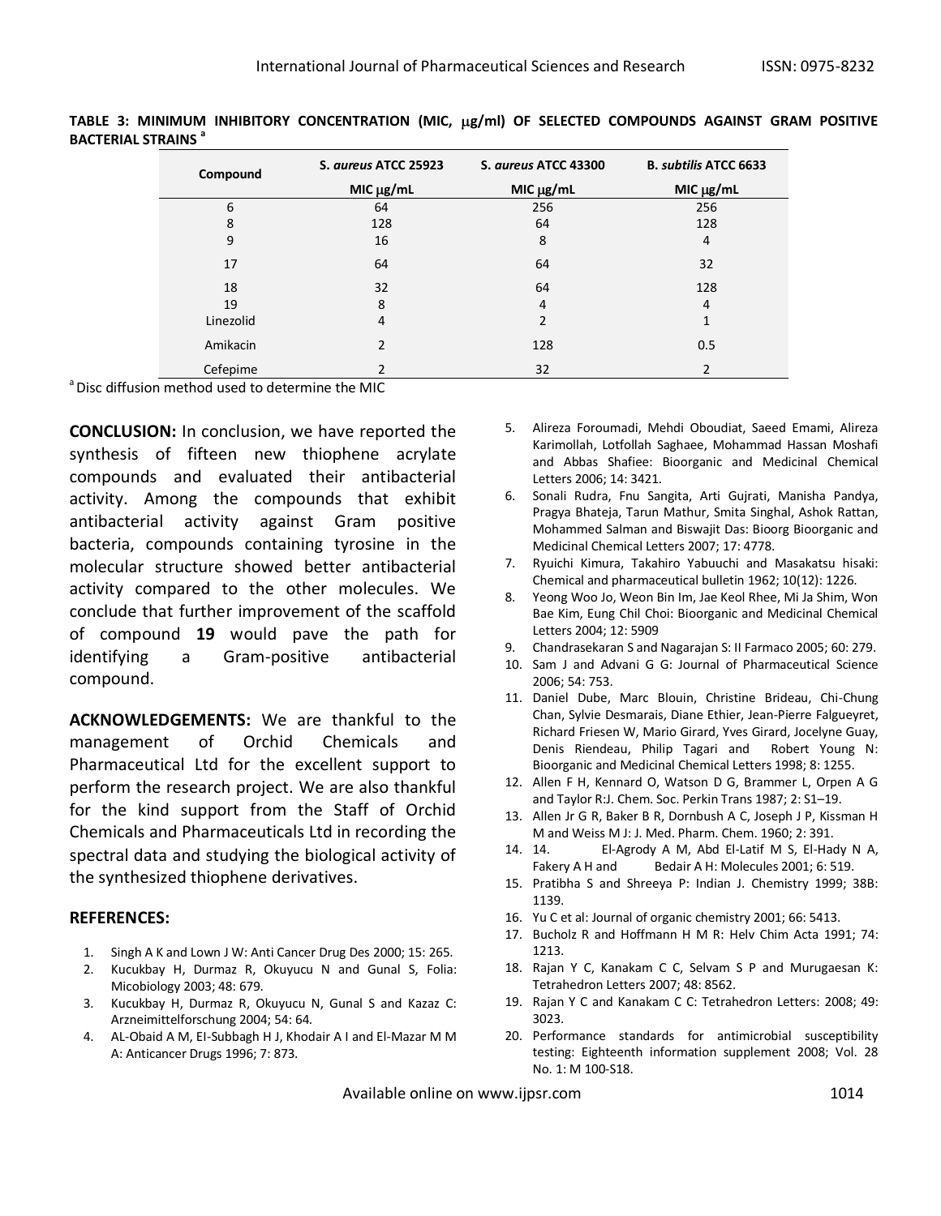**TABLE 3: MINIMUM INHIBITORY CONCENTRATION (MIC, μg/ml) OF SELECTED COMPOUNDS AGAINST GRAM POSITIVE BACTERIAL STRAINS [a]**

| Compound | *S. aureus* ATCC 25923 MIC μg/mL | *S. aureus* ATCC 43300 MIC μg/mL | *B. subtilis* ATCC 6633 MIC μg/mL |
|---|---|---|---|
| 6 | 64 | 256 | 256 |
| 8 | 128 | 64 | 128 |
| 9 | 16 | 8 | 4 |
| 17 | 64 | 64 | 32 |
| 18 | 32 | 64 | 128 |
| 19 | 8 | 4 | 4 |
| Linezolid | 4 | 2 | 1 |
| Amikacin | 2 | 128 | 0.5 |
| Cefepime | 2 | 32 | 2 |

[a] Disc diffusion method used to determine the MIC

**CONCLUSION:** In conclusion, we have reported the synthesis of fifteen new thiophene acrylate compounds and evaluated their antibacterial activity. Among the compounds that exhibit antibacterial activity against Gram positive bacteria, compounds containing tyrosine in the molecular structure showed better antibacterial activity compared to the other molecules. We conclude that further improvement of the scaffold of compound **19** would pave the path for identifying a Gram-positive antibacterial compound.

**ACKNOWLEDGEMENTS:** We are thankful to the management of Orchid Chemicals and Pharmaceutical Ltd for the excellent support to perform the research project. We are also thankful for the kind support from the Staff of Orchid Chemicals and Pharmaceuticals Ltd in recording the spectral data and studying the biological activity of the synthesized thiophene derivatives.

## REFERENCES:

1. Singh A K and Lown J W: Anti Cancer Drug Des 2000; 15: 265.
2. Kucukbay H, Durmaz R, Okuyucu N and Gunal S, Folia: Micobiology 2003; 48: 679.
3. Kucukbay H, Durmaz R, Okuyucu N, Gunal S and Kazaz C: Arzneimittelforschung 2004; 54: 64.
4. AL-Obaid A M, EI-Subbagh H J, Khodair A I and El-Mazar M M A: Anticancer Drugs 1996; 7: 873.
5. Alireza Foroumadi, Mehdi Oboudiat, Saeed Emami, Alireza Karimollah, Lotfollah Saghaee, Mohammad Hassan Moshafi and Abbas Shafiee: Bioorganic and Medicinal Chemical Letters 2006; 14: 3421.
6. Sonali Rudra, Fnu Sangita, Arti Gujrati, Manisha Pandya, Pragya Bhateja, Tarun Mathur, Smita Singhal, Ashok Rattan, Mohammed Salman and Biswajit Das: Bioorg Bioorganic and Medicinal Chemical Letters 2007; 17: 4778.
7. Ryuichi Kimura, Takahiro Yabuuchi and Masakatsu hisaki: Chemical and pharmaceutical bulletin 1962; 10(12): 1226.
8. Yeong Woo Jo, Weon Bin Im, Jae Keol Rhee, Mi Ja Shim, Won Bae Kim, Eung Chil Choi: Bioorganic and Medicinal Chemical Letters 2004; 12: 5909
9. Chandrasekaran S and Nagarajan S: II Farmaco 2005; 60: 279.
10. Sam J and Advani G G: Journal of Pharmaceutical Science 2006; 54: 753.
11. Daniel Dube, Marc Blouin, Christine Brideau, Chi-Chung Chan, Sylvie Desmarais, Diane Ethier, Jean-Pierre Falgueyret, Richard Friesen W, Mario Girard, Yves Girard, Jocelyne Guay, Denis Riendeau, Philip Tagari and Robert Young N: Bioorganic and Medicinal Chemical Letters 1998; 8: 1255.
12. Allen F H, Kennard O, Watson D G, Brammer L, Orpen A G and Taylor R:J. Chem. Soc. Perkin Trans 1987; 2: S1–19.
13. Allen Jr G R, Baker B R, Dornbush A C, Joseph J P, Kissman H M and Weiss M J: J. Med. Pharm. Chem. 1960; 2: 391.
14. 14. El-Agrody A M, Abd El-Latif M S, El-Hady N A, Fakery A H and Bedair A H: Molecules 2001; 6: 519.
15. Pratibha S and Shreeya P: Indian J. Chemistry 1999; 38B: 1139.
16. Yu C et al: Journal of organic chemistry 2001; 66: 5413.
17. Bucholz R and Hoffmann H M R: Helv Chim Acta 1991; 74: 1213.
18. Rajan Y C, Kanakam C C, Selvam S P and Murugaesan K: Tetrahedron Letters 2007; 48: 8562.
19. Rajan Y C and Kanakam C C: Tetrahedron Letters: 2008; 49: 3023.
20. Performance standards for antimicrobial susceptibility testing: Eighteenth information supplement 2008; Vol. 28 No. 1: M 100-S18.